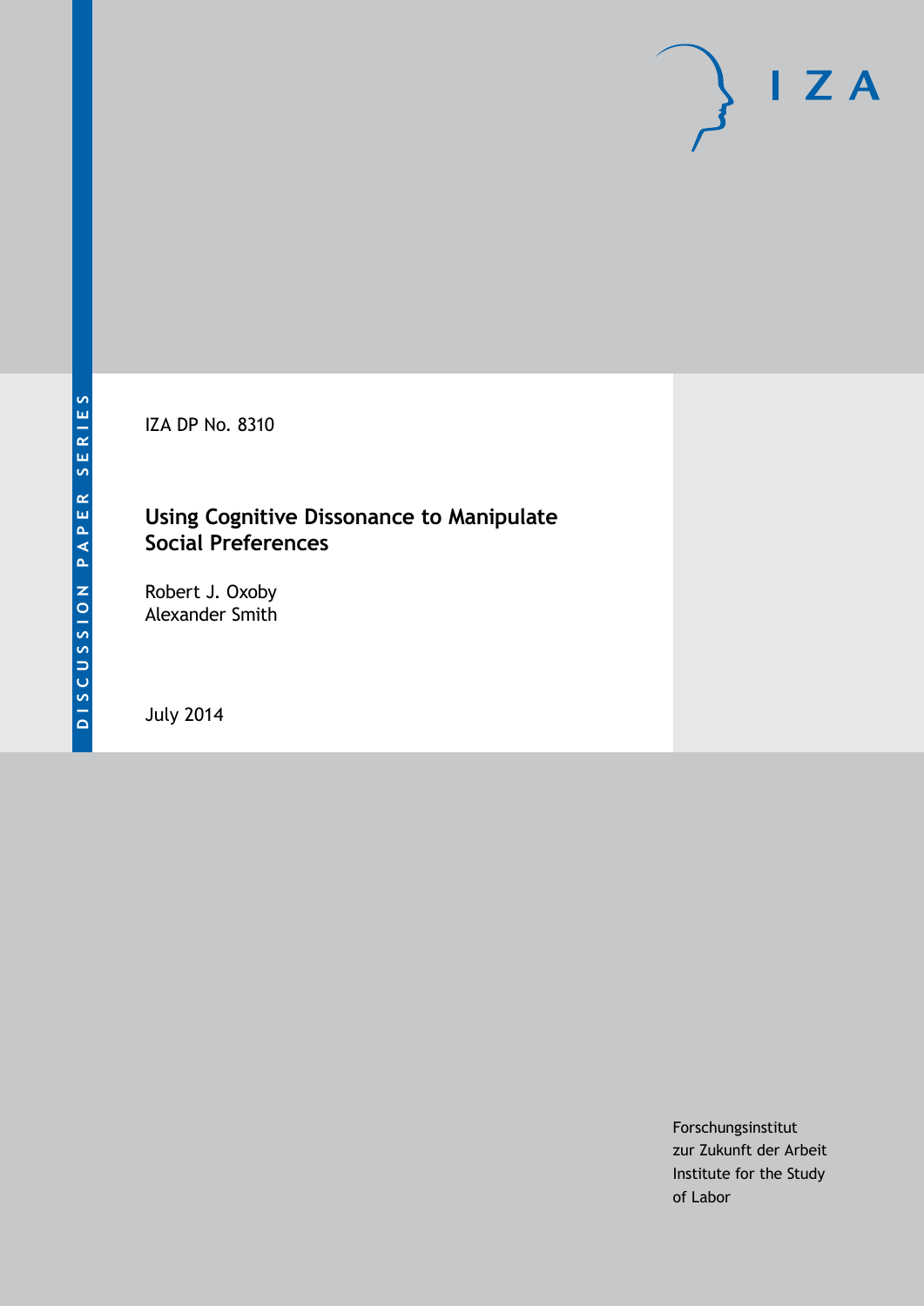DISCUSSION PAPER SERIES

IZA DP No. 8310

# Using Cognitive Dissonance to Manipulate Social Preferences

Robert J. Oxoby
Alexander Smith

July 2014

Forschungsinstitut
zur Zukunft der Arbeit
Institute for the Study
of Labor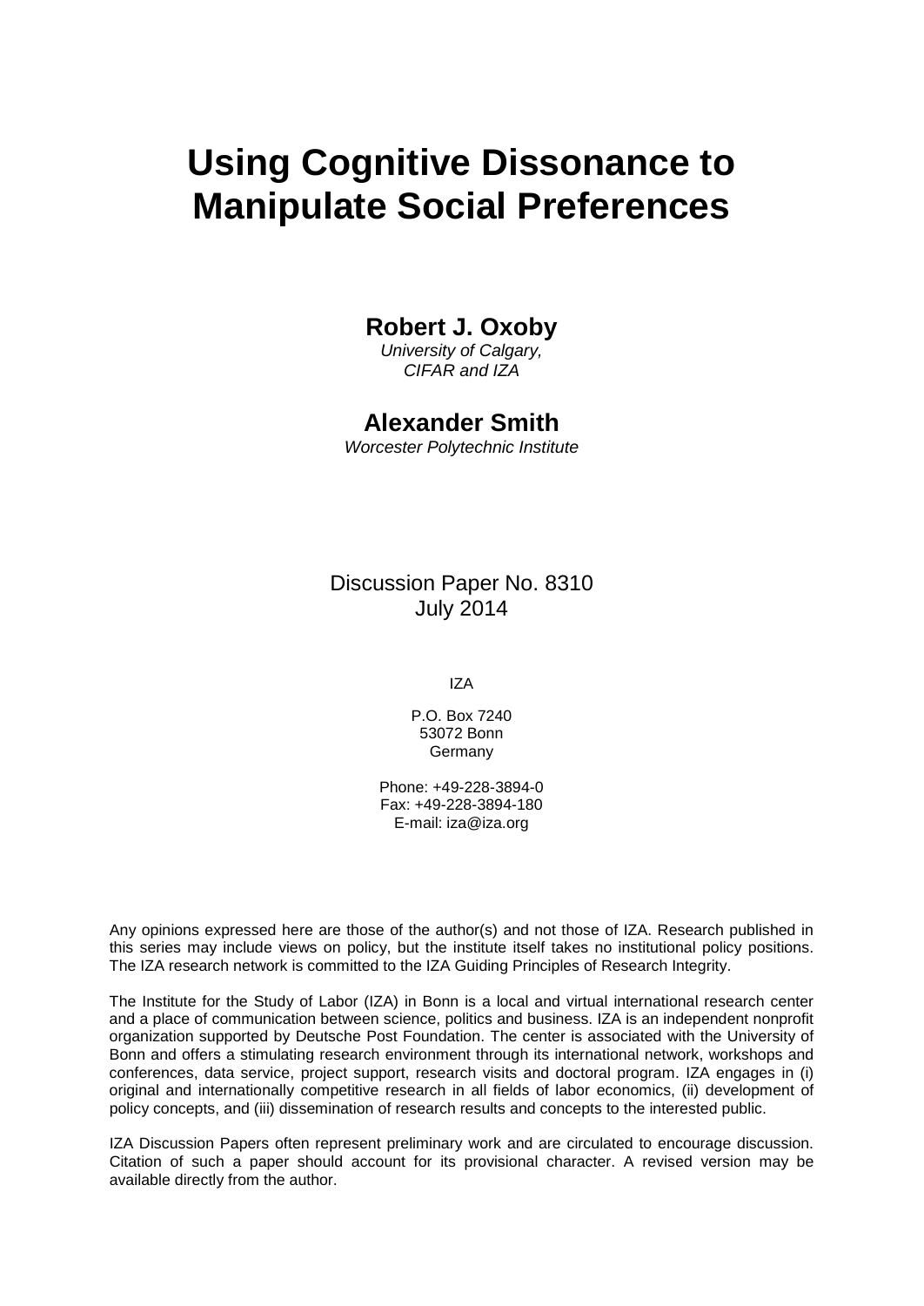# Using Cognitive Dissonance to Manipulate Social Preferences

**Robert J. Oxoby**
*University of Calgary, CIFAR and IZA*

**Alexander Smith**
*Worcester Polytechnic Institute*

Discussion Paper No. 8310
July 2014

IZA

P.O. Box 7240
53072 Bonn
Germany

Phone: +49-228-3894-0
Fax: +49-228-3894-180
E-mail: iza@iza.org

Any opinions expressed here are those of the author(s) and not those of IZA. Research published in this series may include views on policy, but the institute itself takes no institutional policy positions. The IZA research network is committed to the IZA Guiding Principles of Research Integrity.

The Institute for the Study of Labor (IZA) in Bonn is a local and virtual international research center and a place of communication between science, politics and business. IZA is an independent nonprofit organization supported by Deutsche Post Foundation. The center is associated with the University of Bonn and offers a stimulating research environment through its international network, workshops and conferences, data service, project support, research visits and doctoral program. IZA engages in (i) original and internationally competitive research in all fields of labor economics, (ii) development of policy concepts, and (iii) dissemination of research results and concepts to the interested public.

IZA Discussion Papers often represent preliminary work and are circulated to encourage discussion. Citation of such a paper should account for its provisional character. A revised version may be available directly from the author.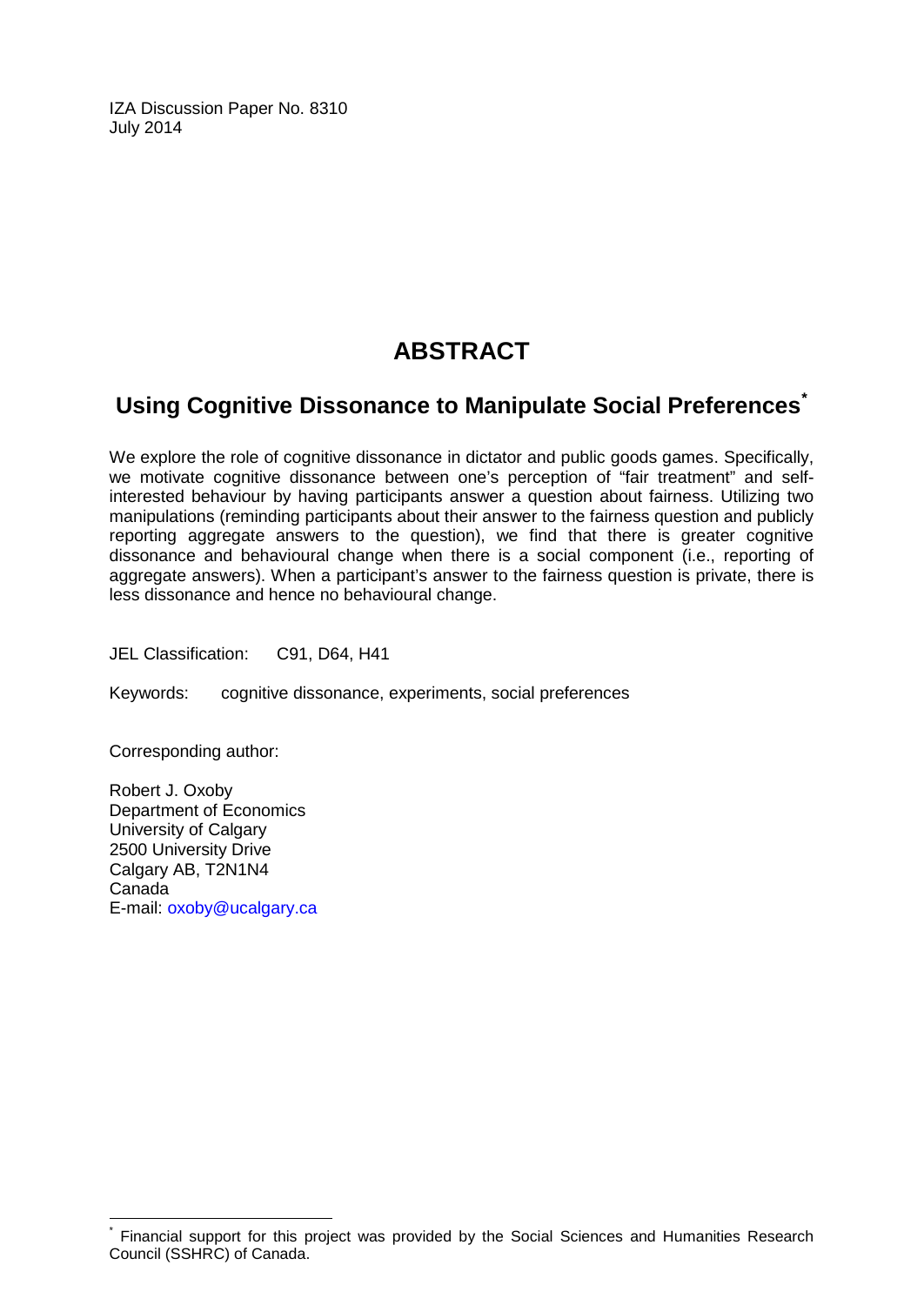IZA Discussion Paper No. 8310
July 2014

# ABSTRACT

## Using Cognitive Dissonance to Manipulate Social Preferences[*]

We explore the role of cognitive dissonance in dictator and public goods games. Specifically, we motivate cognitive dissonance between one's perception of "fair treatment" and self-interested behaviour by having participants answer a question about fairness. Utilizing two manipulations (reminding participants about their answer to the fairness question and publicly reporting aggregate answers to the question), we find that there is greater cognitive dissonance and behavioural change when there is a social component (i.e., reporting of aggregate answers). When a participant's answer to the fairness question is private, there is less dissonance and hence no behavioural change.

JEL Classification: C91, D64, H41

Keywords: cognitive dissonance, experiments, social preferences

Corresponding author:

Robert J. Oxoby
Department of Economics
University of Calgary
2500 University Drive
Calgary AB, T2N1N4
Canada
E-mail: oxoby@ucalgary.ca

[*] Financial support for this project was provided by the Social Sciences and Humanities Research Council (SSHRC) of Canada.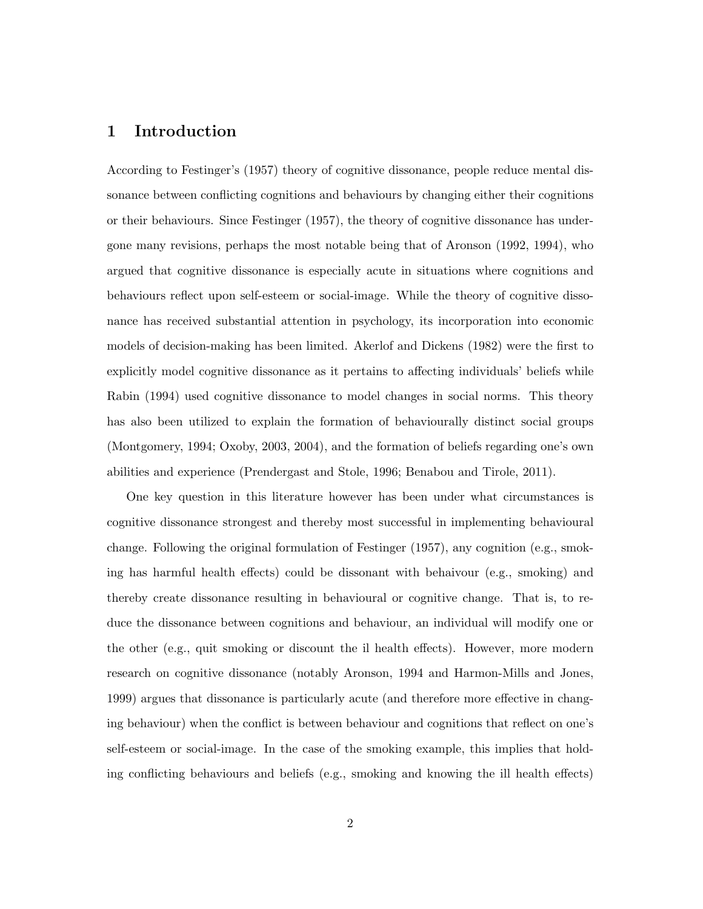# 1 Introduction

According to Festinger's (1957) theory of cognitive dissonance, people reduce mental dissonance between conflicting cognitions and behaviours by changing either their cognitions or their behaviours. Since Festinger (1957), the theory of cognitive dissonance has undergone many revisions, perhaps the most notable being that of Aronson (1992, 1994), who argued that cognitive dissonance is especially acute in situations where cognitions and behaviours reflect upon self-esteem or social-image. While the theory of cognitive dissonance has received substantial attention in psychology, its incorporation into economic models of decision-making has been limited. Akerlof and Dickens (1982) were the first to explicitly model cognitive dissonance as it pertains to affecting individuals' beliefs while Rabin (1994) used cognitive dissonance to model changes in social norms. This theory has also been utilized to explain the formation of behaviourally distinct social groups (Montgomery, 1994; Oxoby, 2003, 2004), and the formation of beliefs regarding one's own abilities and experience (Prendergast and Stole, 1996; Benabou and Tirole, 2011).

One key question in this literature however has been under what circumstances is cognitive dissonance strongest and thereby most successful in implementing behavioural change. Following the original formulation of Festinger (1957), any cognition (e.g., smoking has harmful health effects) could be dissonant with behaivour (e.g., smoking) and thereby create dissonance resulting in behavioural or cognitive change. That is, to reduce the dissonance between cognitions and behaviour, an individual will modify one or the other (e.g., quit smoking or discount the il health effects). However, more modern research on cognitive dissonance (notably Aronson, 1994 and Harmon-Mills and Jones, 1999) argues that dissonance is particularly acute (and therefore more effective in changing behaviour) when the conflict is between behaviour and cognitions that reflect on one's self-esteem or social-image. In the case of the smoking example, this implies that holding conflicting behaviours and beliefs (e.g., smoking and knowing the ill health effects)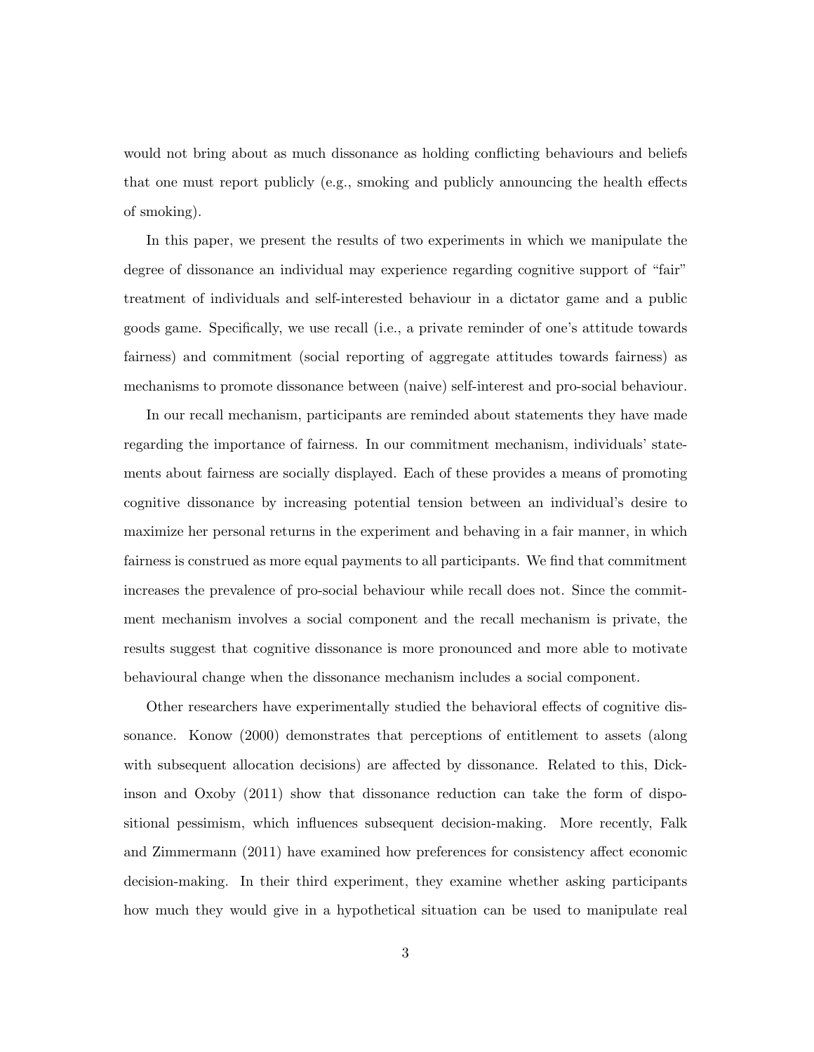would not bring about as much dissonance as holding conflicting behaviours and beliefs that one must report publicly (e.g., smoking and publicly announcing the health effects of smoking).

In this paper, we present the results of two experiments in which we manipulate the degree of dissonance an individual may experience regarding cognitive support of "fair" treatment of individuals and self-interested behaviour in a dictator game and a public goods game. Specifically, we use recall (i.e., a private reminder of one's attitude towards fairness) and commitment (social reporting of aggregate attitudes towards fairness) as mechanisms to promote dissonance between (naive) self-interest and pro-social behaviour.

In our recall mechanism, participants are reminded about statements they have made regarding the importance of fairness. In our commitment mechanism, individuals' statements about fairness are socially displayed. Each of these provides a means of promoting cognitive dissonance by increasing potential tension between an individual's desire to maximize her personal returns in the experiment and behaving in a fair manner, in which fairness is construed as more equal payments to all participants. We find that commitment increases the prevalence of pro-social behaviour while recall does not. Since the commitment mechanism involves a social component and the recall mechanism is private, the results suggest that cognitive dissonance is more pronounced and more able to motivate behavioural change when the dissonance mechanism includes a social component.

Other researchers have experimentally studied the behavioral effects of cognitive dissonance. Konow (2000) demonstrates that perceptions of entitlement to assets (along with subsequent allocation decisions) are affected by dissonance. Related to this, Dickinson and Oxoby (2011) show that dissonance reduction can take the form of dispositional pessimism, which influences subsequent decision-making. More recently, Falk and Zimmermann (2011) have examined how preferences for consistency affect economic decision-making. In their third experiment, they examine whether asking participants how much they would give in a hypothetical situation can be used to manipulate real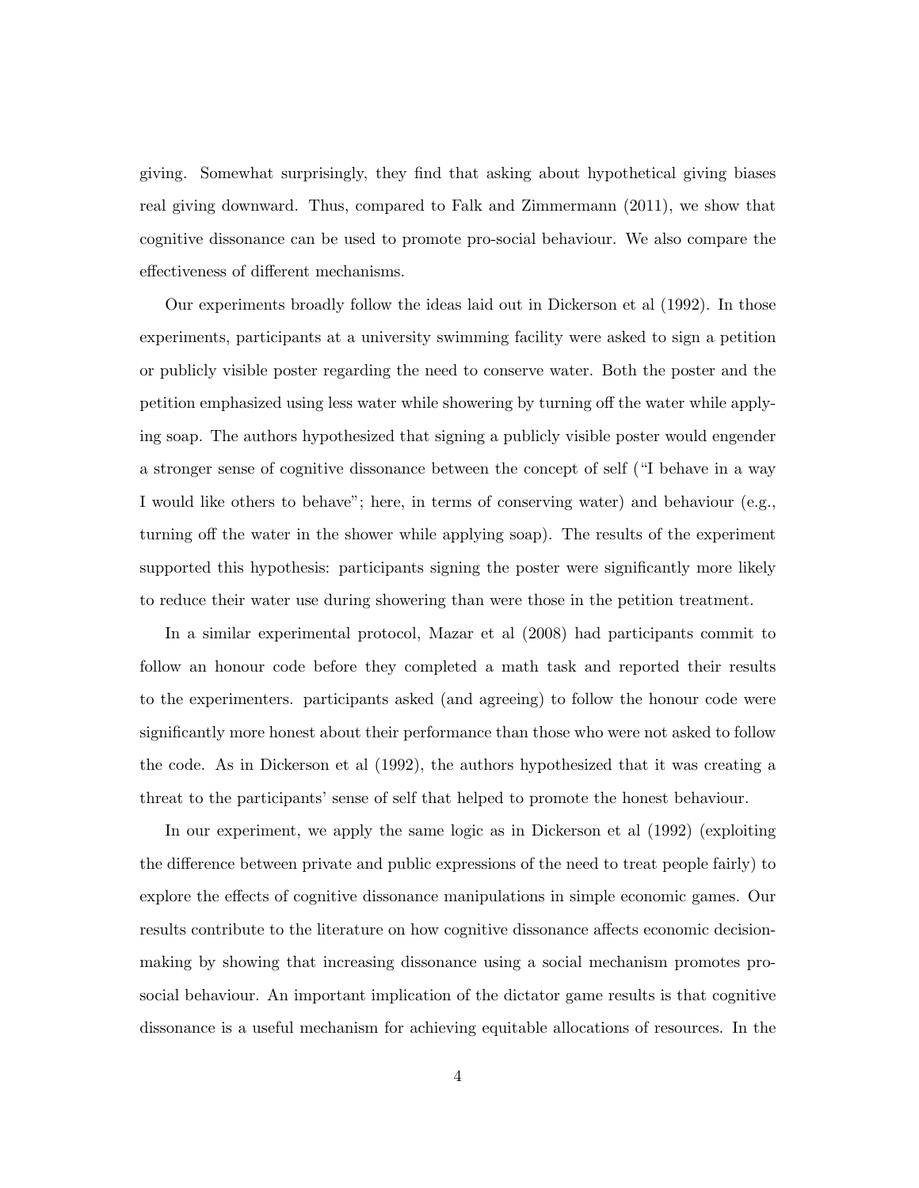giving. Somewhat surprisingly, they find that asking about hypothetical giving biases real giving downward. Thus, compared to Falk and Zimmermann (2011), we show that cognitive dissonance can be used to promote pro-social behaviour. We also compare the effectiveness of different mechanisms.

Our experiments broadly follow the ideas laid out in Dickerson et al (1992). In those experiments, participants at a university swimming facility were asked to sign a petition or publicly visible poster regarding the need to conserve water. Both the poster and the petition emphasized using less water while showering by turning off the water while applying soap. The authors hypothesized that signing a publicly visible poster would engender a stronger sense of cognitive dissonance between the concept of self ("I behave in a way I would like others to behave"; here, in terms of conserving water) and behaviour (e.g., turning off the water in the shower while applying soap). The results of the experiment supported this hypothesis: participants signing the poster were significantly more likely to reduce their water use during showering than were those in the petition treatment.

In a similar experimental protocol, Mazar et al (2008) had participants commit to follow an honour code before they completed a math task and reported their results to the experimenters. participants asked (and agreeing) to follow the honour code were significantly more honest about their performance than those who were not asked to follow the code. As in Dickerson et al (1992), the authors hypothesized that it was creating a threat to the participants' sense of self that helped to promote the honest behaviour.

In our experiment, we apply the same logic as in Dickerson et al (1992) (exploiting the difference between private and public expressions of the need to treat people fairly) to explore the effects of cognitive dissonance manipulations in simple economic games. Our results contribute to the literature on how cognitive dissonance affects economic decision-making by showing that increasing dissonance using a social mechanism promotes pro-social behaviour. An important implication of the dictator game results is that cognitive dissonance is a useful mechanism for achieving equitable allocations of resources. In the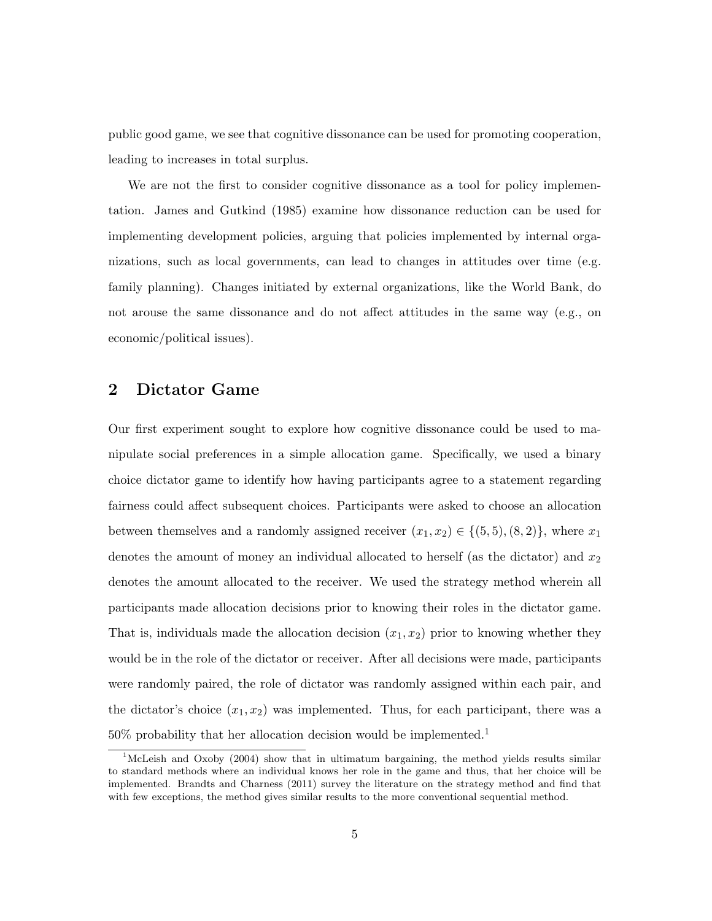public good game, we see that cognitive dissonance can be used for promoting cooperation, leading to increases in total surplus.

We are not the first to consider cognitive dissonance as a tool for policy implementation. James and Gutkind (1985) examine how dissonance reduction can be used for implementing development policies, arguing that policies implemented by internal organizations, such as local governments, can lead to changes in attitudes over time (e.g. family planning). Changes initiated by external organizations, like the World Bank, do not arouse the same dissonance and do not affect attitudes in the same way (e.g., on economic/political issues).

## 2 Dictator Game

Our first experiment sought to explore how cognitive dissonance could be used to manipulate social preferences in a simple allocation game. Specifically, we used a binary choice dictator game to identify how having participants agree to a statement regarding fairness could affect subsequent choices. Participants were asked to choose an allocation between themselves and a randomly assigned receiver $(x_1, x_2) \in \{(5, 5), (8, 2)\}$, where $x_1$ denotes the amount of money an individual allocated to herself (as the dictator) and $x_2$ denotes the amount allocated to the receiver. We used the strategy method wherein all participants made allocation decisions prior to knowing their roles in the dictator game. That is, individuals made the allocation decision $(x_1, x_2)$ prior to knowing whether they would be in the role of the dictator or receiver. After all decisions were made, participants were randomly paired, the role of dictator was randomly assigned within each pair, and the dictator's choice $(x_1, x_2)$ was implemented. Thus, for each participant, there was a 50% probability that her allocation decision would be implemented.[1]

[1] McLeish and Oxoby (2004) show that in ultimatum bargaining, the method yields results similar to standard methods where an individual knows her role in the game and thus, that her choice will be implemented. Brandts and Charness (2011) survey the literature on the strategy method and find that with few exceptions, the method gives similar results to the more conventional sequential method.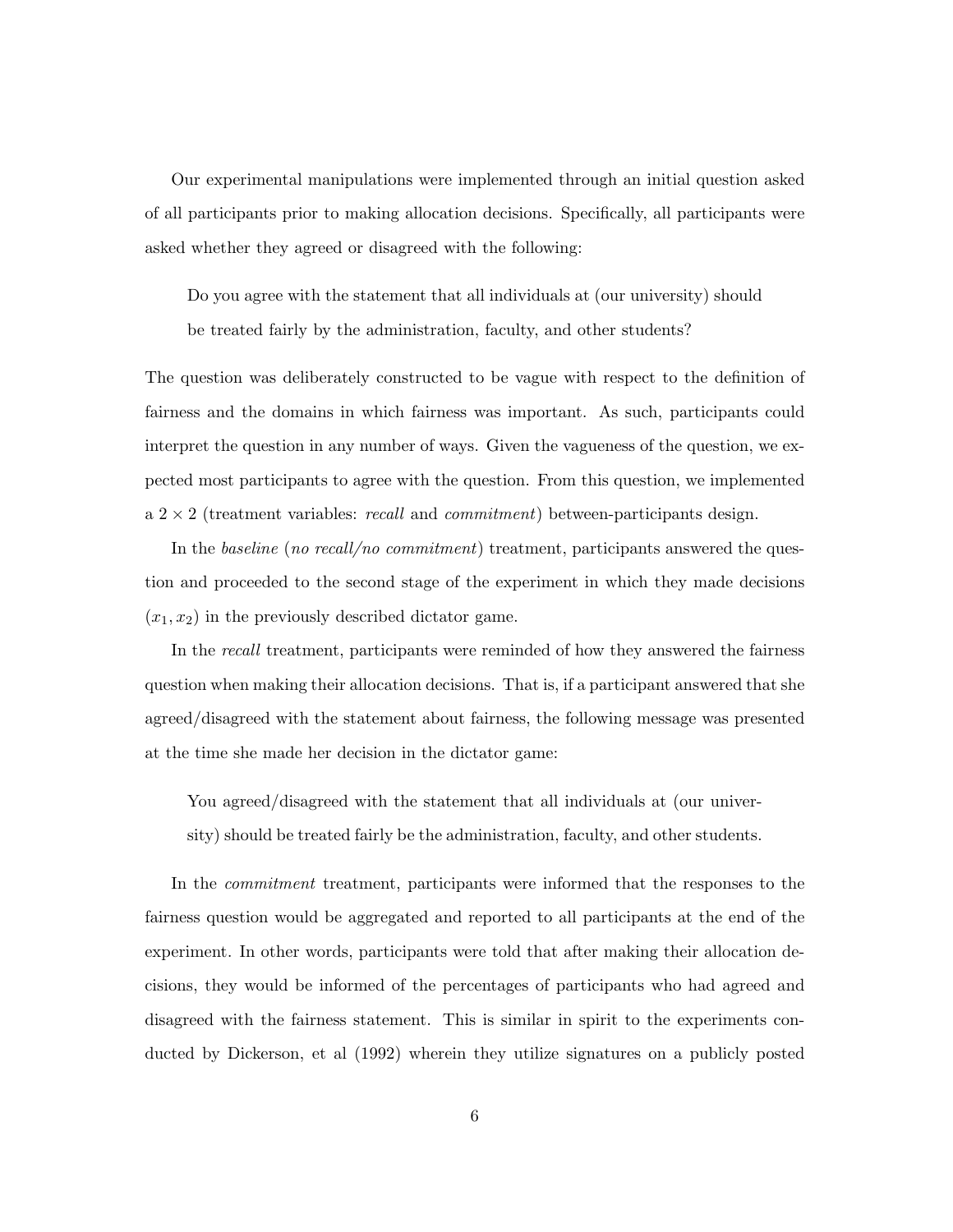Our experimental manipulations were implemented through an initial question asked of all participants prior to making allocation decisions. Specifically, all participants were asked whether they agreed or disagreed with the following:

> Do you agree with the statement that all individuals at (our university) should be treated fairly by the administration, faculty, and other students?

The question was deliberately constructed to be vague with respect to the definition of fairness and the domains in which fairness was important. As such, participants could interpret the question in any number of ways. Given the vagueness of the question, we expected most participants to agree with the question. From this question, we implemented a $2 \times 2$ (treatment variables: *recall* and *commitment*) between-participants design.

In the *baseline* (*no recall/no commitment*) treatment, participants answered the question and proceeded to the second stage of the experiment in which they made decisions $(x_1, x_2)$ in the previously described dictator game.

In the *recall* treatment, participants were reminded of how they answered the fairness question when making their allocation decisions. That is, if a participant answered that she agreed/disagreed with the statement about fairness, the following message was presented at the time she made her decision in the dictator game:

> You agreed/disagreed with the statement that all individuals at (our university) should be treated fairly be the administration, faculty, and other students.

In the *commitment* treatment, participants were informed that the responses to the fairness question would be aggregated and reported to all participants at the end of the experiment. In other words, participants were told that after making their allocation decisions, they would be informed of the percentages of participants who had agreed and disagreed with the fairness statement. This is similar in spirit to the experiments conducted by Dickerson, et al (1992) wherein they utilize signatures on a publicly posted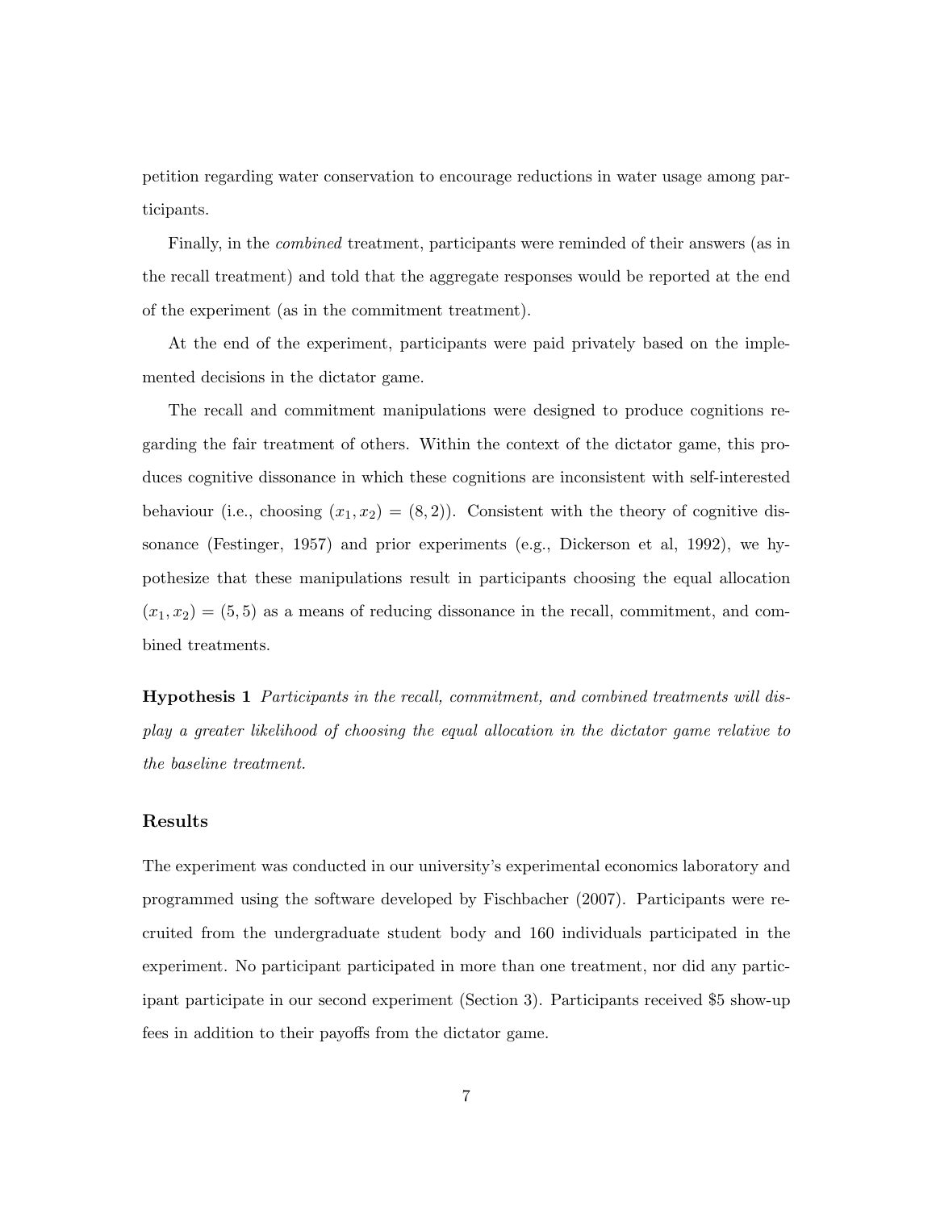petition regarding water conservation to encourage reductions in water usage among participants.

Finally, in the *combined* treatment, participants were reminded of their answers (as in the recall treatment) and told that the aggregate responses would be reported at the end of the experiment (as in the commitment treatment).

At the end of the experiment, participants were paid privately based on the implemented decisions in the dictator game.

The recall and commitment manipulations were designed to produce cognitions regarding the fair treatment of others. Within the context of the dictator game, this produces cognitive dissonance in which these cognitions are inconsistent with self-interested behaviour (i.e., choosing $(x_1, x_2) = (8, 2)$). Consistent with the theory of cognitive dissonance (Festinger, 1957) and prior experiments (e.g., Dickerson et al, 1992), we hypothesize that these manipulations result in participants choosing the equal allocation $(x_1, x_2) = (5, 5)$ as a means of reducing dissonance in the recall, commitment, and combined treatments.

**Hypothesis 1** *Participants in the recall, commitment, and combined treatments will display a greater likelihood of choosing the equal allocation in the dictator game relative to the baseline treatment.*

### Results

The experiment was conducted in our university's experimental economics laboratory and programmed using the software developed by Fischbacher (2007). Participants were recruited from the undergraduate student body and 160 individuals participated in the experiment. No participant participated in more than one treatment, nor did any participant participate in our second experiment (Section 3). Participants received $5 show-up fees in addition to their payoffs from the dictator game.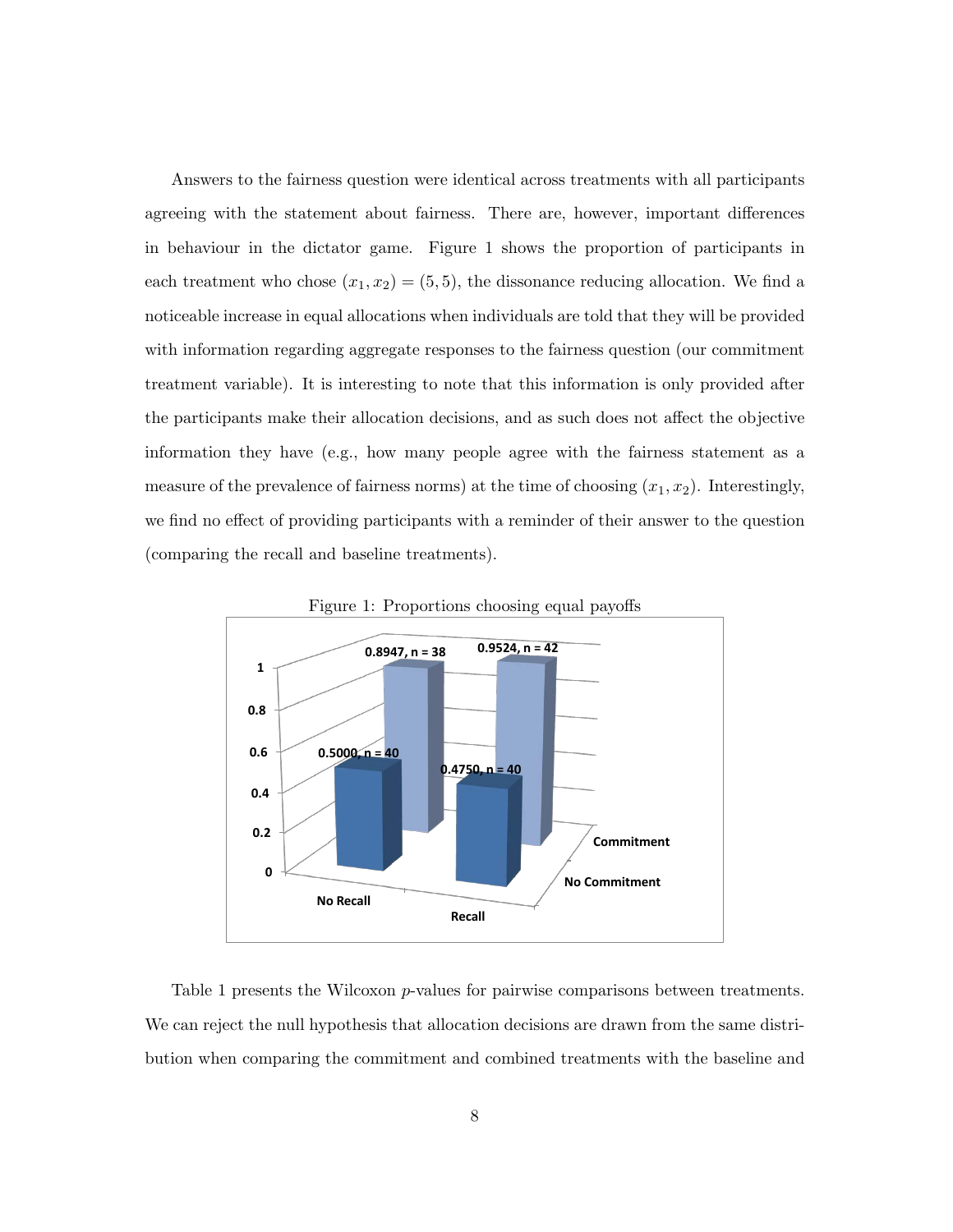Answers to the fairness question were identical across treatments with all participants agreeing with the statement about fairness. There are, however, important differences in behaviour in the dictator game. Figure 1 shows the proportion of participants in each treatment who chose $(x_1, x_2) = (5, 5)$, the dissonance reducing allocation. We find a noticeable increase in equal allocations when individuals are told that they will be provided with information regarding aggregate responses to the fairness question (our commitment treatment variable). It is interesting to note that this information is only provided after the participants make their allocation decisions, and as such does not affect the objective information they have (e.g., how many people agree with the fairness statement as a measure of the prevalence of fairness norms) at the time of choosing $(x_1, x_2)$. Interestingly, we find no effect of providing participants with a reminder of their answer to the question (comparing the recall and baseline treatments).

Figure 1: Proportions choosing equal payoffs

| | No Recall | Recall |
|---|---|---|
| Commitment | 0.8947, n = 38 | 0.9524, n = 42 |
| No Commitment | 0.5000, n = 40 | 0.4750, n = 40 |

Table 1 presents the Wilcoxon $p$-values for pairwise comparisons between treatments. We can reject the null hypothesis that allocation decisions are drawn from the same distribution when comparing the commitment and combined treatments with the baseline and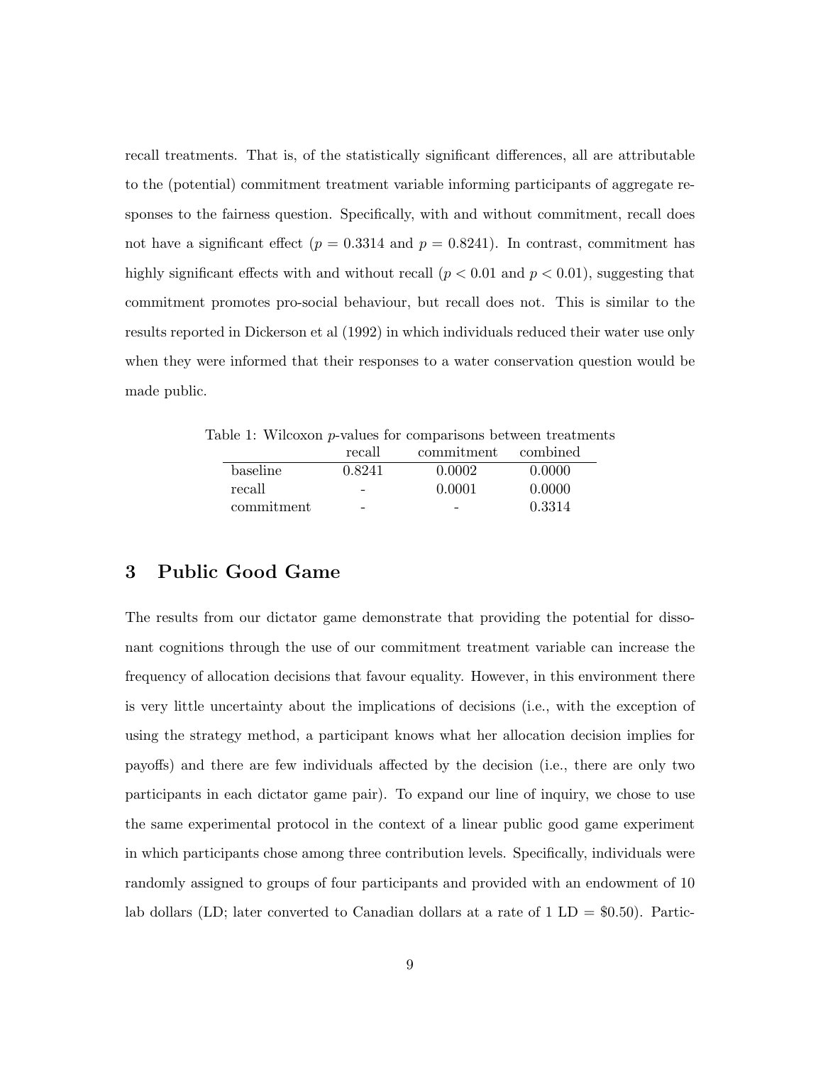recall treatments. That is, of the statistically significant differences, all are attributable to the (potential) commitment treatment variable informing participants of aggregate responses to the fairness question. Specifically, with and without commitment, recall does not have a significant effect ($p = 0.3314$ and $p = 0.8241$). In contrast, commitment has highly significant effects with and without recall ($p < 0.01$ and $p < 0.01$), suggesting that commitment promotes pro-social behaviour, but recall does not. This is similar to the results reported in Dickerson et al (1992) in which individuals reduced their water use only when they were informed that their responses to a water conservation question would be made public.

Table 1: Wilcoxon $p$-values for comparisons between treatments

| | recall | commitment | combined |
|---|---|---|---|
| baseline | 0.8241 | 0.0002 | 0.0000 |
| recall | - | 0.0001 | 0.0000 |
| commitment | - | - | 0.3314 |

## 3 Public Good Game

The results from our dictator game demonstrate that providing the potential for dissonant cognitions through the use of our commitment treatment variable can increase the frequency of allocation decisions that favour equality. However, in this environment there is very little uncertainty about the implications of decisions (i.e., with the exception of using the strategy method, a participant knows what her allocation decision implies for payoffs) and there are few individuals affected by the decision (i.e., there are only two participants in each dictator game pair). To expand our line of inquiry, we chose to use the same experimental protocol in the context of a linear public good game experiment in which participants chose among three contribution levels. Specifically, individuals were randomly assigned to groups of four participants and provided with an endowment of 10 lab dollars (LD; later converted to Canadian dollars at a rate of 1 LD = \$0.50). Partic-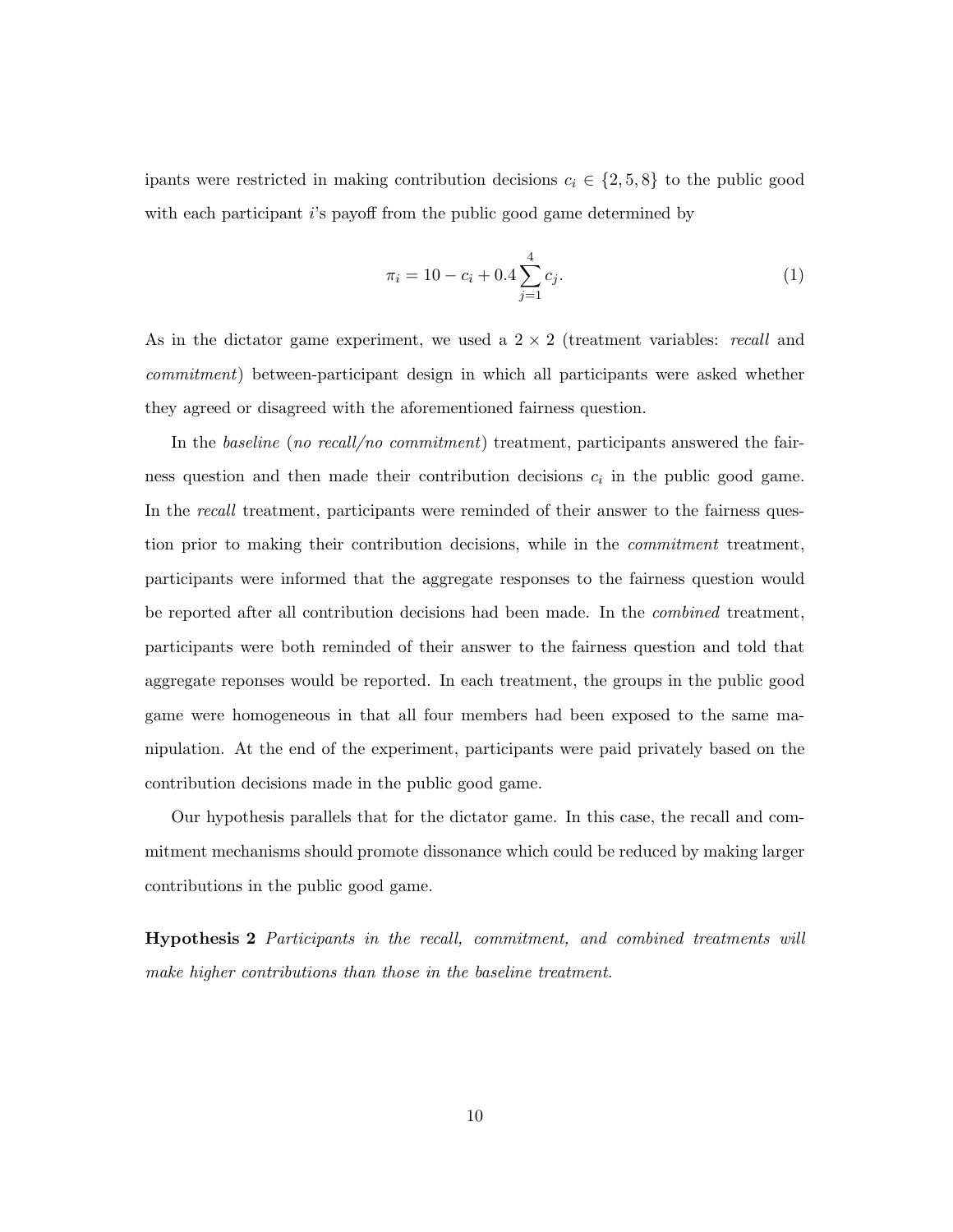ipants were restricted in making contribution decisions $c_i \in \{2, 5, 8\}$ to the public good with each participant $i$'s payoff from the public good game determined by

$$\pi_i = 10 - c_i + 0.4 \sum_{j=1}^{4} c_j. \tag{1}$$

As in the dictator game experiment, we used a $2 \times 2$ (treatment variables: *recall* and *commitment*) between-participant design in which all participants were asked whether they agreed or disagreed with the aforementioned fairness question.

In the *baseline* (*no recall/no commitment*) treatment, participants answered the fairness question and then made their contribution decisions $c_i$ in the public good game. In the *recall* treatment, participants were reminded of their answer to the fairness question prior to making their contribution decisions, while in the *commitment* treatment, participants were informed that the aggregate responses to the fairness question would be reported after all contribution decisions had been made. In the *combined* treatment, participants were both reminded of their answer to the fairness question and told that aggregate reponses would be reported. In each treatment, the groups in the public good game were homogeneous in that all four members had been exposed to the same manipulation. At the end of the experiment, participants were paid privately based on the contribution decisions made in the public good game.

Our hypothesis parallels that for the dictator game. In this case, the recall and commitment mechanisms should promote dissonance which could be reduced by making larger contributions in the public good game.

**Hypothesis 2** *Participants in the recall, commitment, and combined treatments will make higher contributions than those in the baseline treatment.*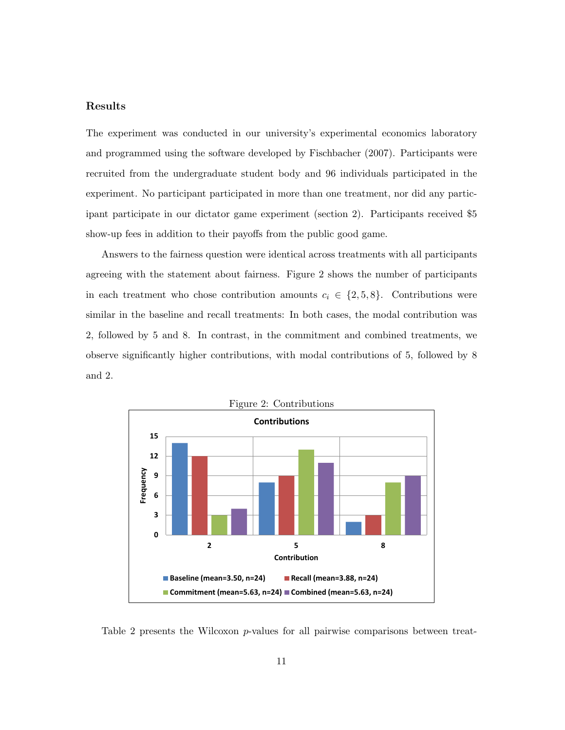### Results

The experiment was conducted in our university's experimental economics laboratory and programmed using the software developed by Fischbacher (2007). Participants were recruited from the undergraduate student body and 96 individuals participated in the experiment. No participant participated in more than one treatment, nor did any participant participate in our dictator game experiment (section 2). Participants received $5 show-up fees in addition to their payoffs from the public good game.

Answers to the fairness question were identical across treatments with all participants agreeing with the statement about fairness. Figure 2 shows the number of participants in each treatment who chose contribution amounts $c_i \in \{2, 5, 8\}$. Contributions were similar in the baseline and recall treatments: In both cases, the modal contribution was 2, followed by 5 and 8. In contrast, in the commitment and combined treatments, we observe significantly higher contributions, with modal contributions of 5, followed by 8 and 2.

Figure 2: Contributions

| Contribution | Baseline (mean=3.50, n=24) | Recall (mean=3.88, n=24) | Commitment (mean=5.63, n=24) | Combined (mean=5.63, n=24) |
|---|---|---|---|---|
| 2 | 14 | 12 | 3 | 4 |
| 5 | 8 | 9 | 13 | 11 |
| 8 | 2 | 3 | 8 | 9 |

Table 2 presents the Wilcoxon $p$-values for all pairwise comparisons between treat-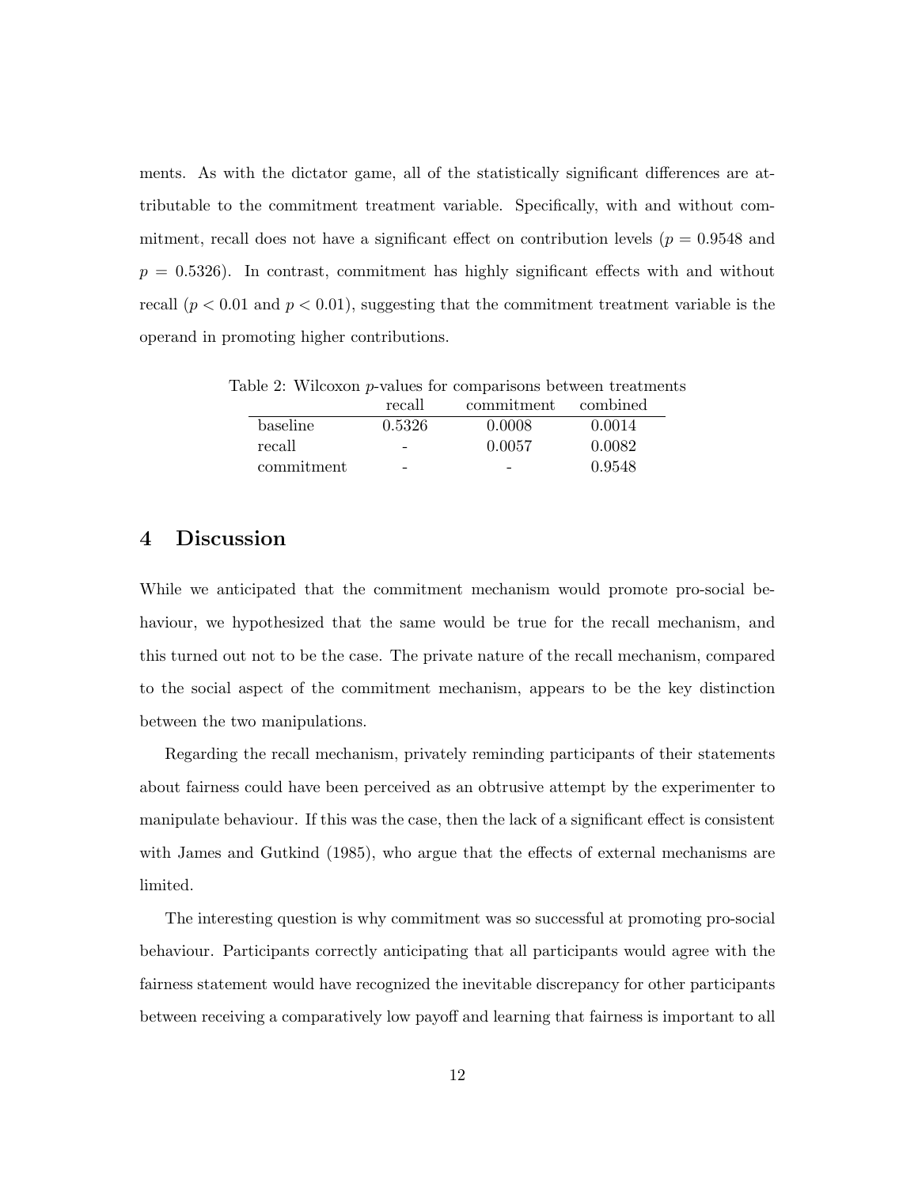ments. As with the dictator game, all of the statistically significant differences are attributable to the commitment treatment variable. Specifically, with and without commitment, recall does not have a significant effect on contribution levels ($p = 0.9548$ and $p = 0.5326$). In contrast, commitment has highly significant effects with and without recall ($p < 0.01$ and $p < 0.01$), suggesting that the commitment treatment variable is the operand in promoting higher contributions.

Table 2: Wilcoxon $p$-values for comparisons between treatments

| | recall | commitment | combined |
|---|---|---|---|
| baseline | 0.5326 | 0.0008 | 0.0014 |
| recall | - | 0.0057 | 0.0082 |
| commitment | - | - | 0.9548 |

## 4 Discussion

While we anticipated that the commitment mechanism would promote pro-social behaviour, we hypothesized that the same would be true for the recall mechanism, and this turned out not to be the case. The private nature of the recall mechanism, compared to the social aspect of the commitment mechanism, appears to be the key distinction between the two manipulations.

Regarding the recall mechanism, privately reminding participants of their statements about fairness could have been perceived as an obtrusive attempt by the experimenter to manipulate behaviour. If this was the case, then the lack of a significant effect is consistent with James and Gutkind (1985), who argue that the effects of external mechanisms are limited.

The interesting question is why commitment was so successful at promoting pro-social behaviour. Participants correctly anticipating that all participants would agree with the fairness statement would have recognized the inevitable discrepancy for other participants between receiving a comparatively low payoff and learning that fairness is important to all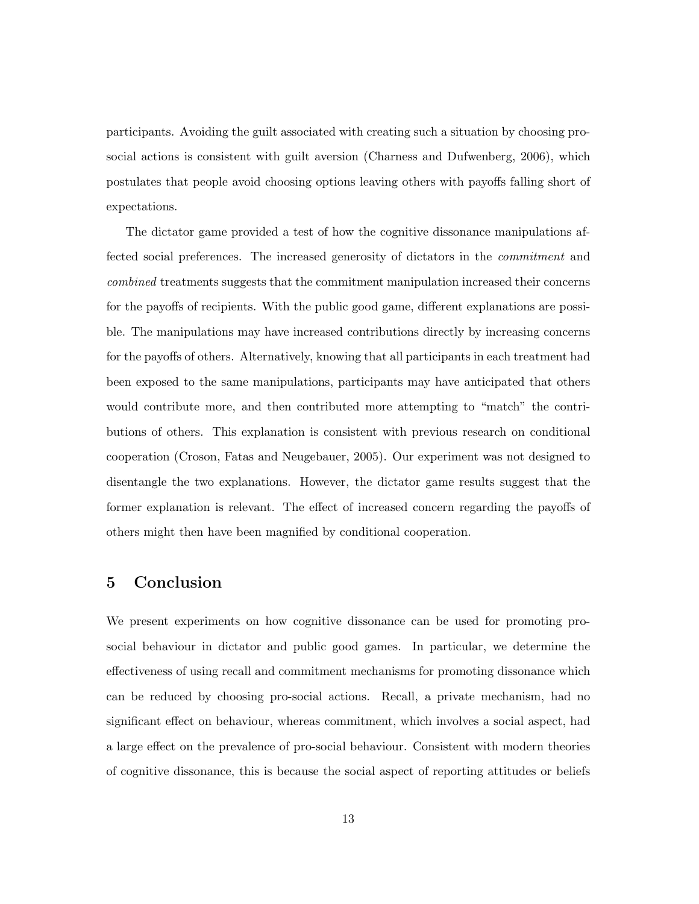participants. Avoiding the guilt associated with creating such a situation by choosing pro-social actions is consistent with guilt aversion (Charness and Dufwenberg, 2006), which postulates that people avoid choosing options leaving others with payoffs falling short of expectations.

The dictator game provided a test of how the cognitive dissonance manipulations affected social preferences. The increased generosity of dictators in the *commitment* and *combined* treatments suggests that the commitment manipulation increased their concerns for the payoffs of recipients. With the public good game, different explanations are possible. The manipulations may have increased contributions directly by increasing concerns for the payoffs of others. Alternatively, knowing that all participants in each treatment had been exposed to the same manipulations, participants may have anticipated that others would contribute more, and then contributed more attempting to "match" the contributions of others. This explanation is consistent with previous research on conditional cooperation (Croson, Fatas and Neugebauer, 2005). Our experiment was not designed to disentangle the two explanations. However, the dictator game results suggest that the former explanation is relevant. The effect of increased concern regarding the payoffs of others might then have been magnified by conditional cooperation.

# 5 Conclusion

We present experiments on how cognitive dissonance can be used for promoting pro-social behaviour in dictator and public good games. In particular, we determine the effectiveness of using recall and commitment mechanisms for promoting dissonance which can be reduced by choosing pro-social actions. Recall, a private mechanism, had no significant effect on behaviour, whereas commitment, which involves a social aspect, had a large effect on the prevalence of pro-social behaviour. Consistent with modern theories of cognitive dissonance, this is because the social aspect of reporting attitudes or beliefs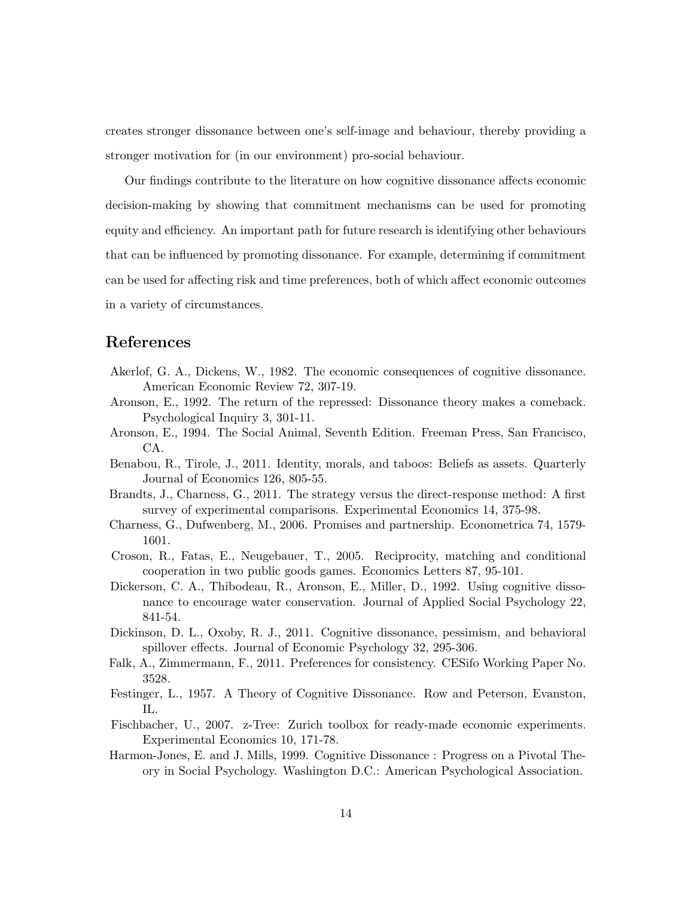creates stronger dissonance between one's self-image and behaviour, thereby providing a stronger motivation for (in our environment) pro-social behaviour.

Our findings contribute to the literature on how cognitive dissonance affects economic decision-making by showing that commitment mechanisms can be used for promoting equity and efficiency. An important path for future research is identifying other behaviours that can be influenced by promoting dissonance. For example, determining if commitment can be used for affecting risk and time preferences, both of which affect economic outcomes in a variety of circumstances.

## References

Akerlof, G. A., Dickens, W., 1982. The economic consequences of cognitive dissonance. American Economic Review 72, 307-19.

Aronson, E., 1992. The return of the repressed: Dissonance theory makes a comeback. Psychological Inquiry 3, 301-11.

Aronson, E., 1994. The Social Animal, Seventh Edition. Freeman Press, San Francisco, CA.

Benabou, R., Tirole, J., 2011. Identity, morals, and taboos: Beliefs as assets. Quarterly Journal of Economics 126, 805-55.

Brandts, J., Charness, G., 2011. The strategy versus the direct-response method: A first survey of experimental comparisons. Experimental Economics 14, 375-98.

Charness, G., Dufwenberg, M., 2006. Promises and partnership. Econometrica 74, 1579-1601.

Croson, R., Fatas, E., Neugebauer, T., 2005. Reciprocity, matching and conditional cooperation in two public goods games. Economics Letters 87, 95-101.

Dickerson, C. A., Thibodeau, R., Aronson, E., Miller, D., 1992. Using cognitive dissonance to encourage water conservation. Journal of Applied Social Psychology 22, 841-54.

Dickinson, D. L., Oxoby, R. J., 2011. Cognitive dissonance, pessimism, and behavioral spillover effects. Journal of Economic Psychology 32, 295-306.

Falk, A., Zimmermann, F., 2011. Preferences for consistency. CESifo Working Paper No. 3528.

Festinger, L., 1957. A Theory of Cognitive Dissonance. Row and Peterson, Evanston, IL.

Fischbacher, U., 2007. z-Tree: Zurich toolbox for ready-made economic experiments. Experimental Economics 10, 171-78.

Harmon-Jones, E. and J. Mills, 1999. Cognitive Dissonance : Progress on a Pivotal Theory in Social Psychology. Washington D.C.: American Psychological Association.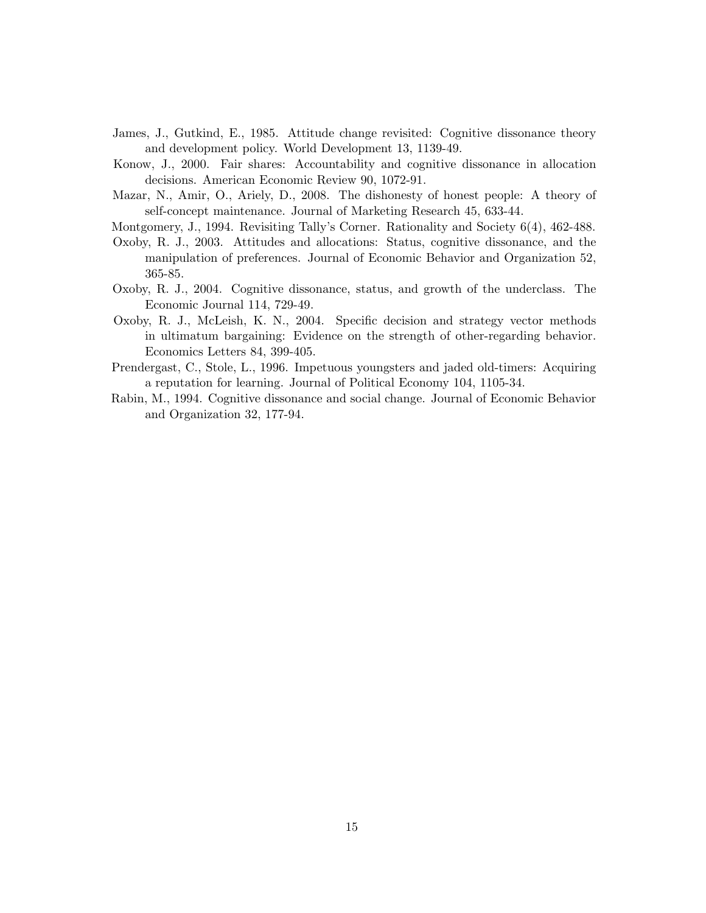James, J., Gutkind, E., 1985. Attitude change revisited: Cognitive dissonance theory and development policy. World Development 13, 1139-49.

Konow, J., 2000. Fair shares: Accountability and cognitive dissonance in allocation decisions. American Economic Review 90, 1072-91.

Mazar, N., Amir, O., Ariely, D., 2008. The dishonesty of honest people: A theory of self-concept maintenance. Journal of Marketing Research 45, 633-44.

Montgomery, J., 1994. Revisiting Tally's Corner. Rationality and Society 6(4), 462-488.

Oxoby, R. J., 2003. Attitudes and allocations: Status, cognitive dissonance, and the manipulation of preferences. Journal of Economic Behavior and Organization 52, 365-85.

Oxoby, R. J., 2004. Cognitive dissonance, status, and growth of the underclass. The Economic Journal 114, 729-49.

Oxoby, R. J., McLeish, K. N., 2004. Specific decision and strategy vector methods in ultimatum bargaining: Evidence on the strength of other-regarding behavior. Economics Letters 84, 399-405.

Prendergast, C., Stole, L., 1996. Impetuous youngsters and jaded old-timers: Acquiring a reputation for learning. Journal of Political Economy 104, 1105-34.

Rabin, M., 1994. Cognitive dissonance and social change. Journal of Economic Behavior and Organization 32, 177-94.